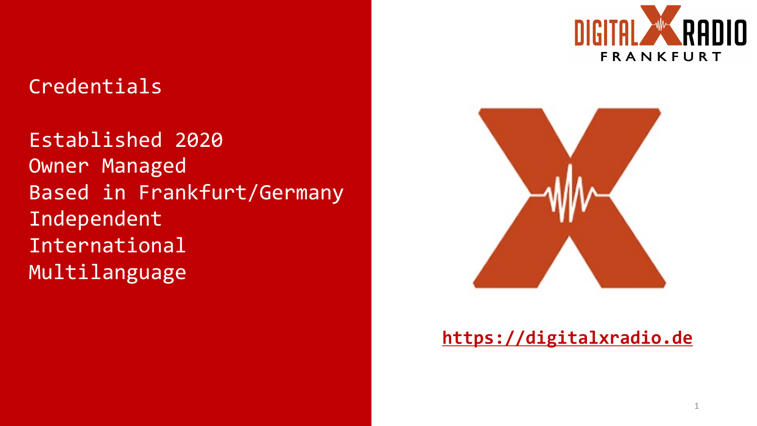Credentials

Established 2020
Owner Managed
Based in Frankfurt/Germany
Independent
International
Multilanguage

DIGITAL X RADIO
FRANKFURT

**https://digitalxradio.de**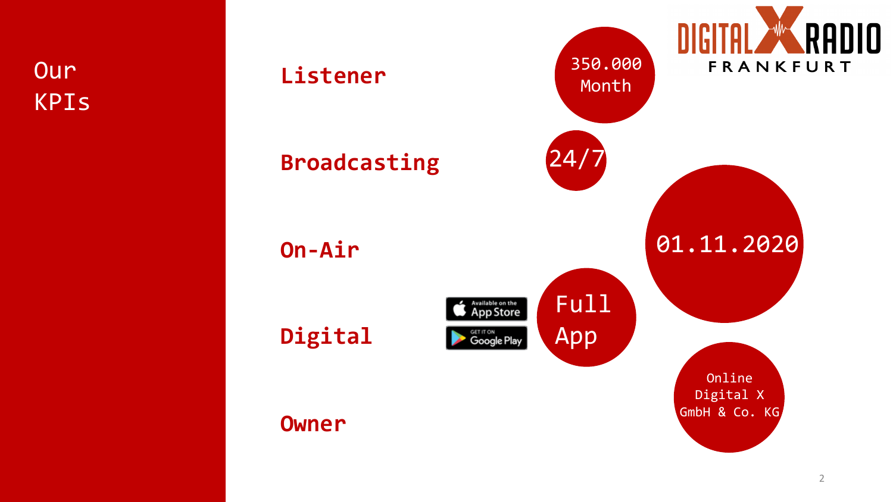# Our KPIs

DIGITAL X RADIO FRANKFURT

| KPI | |
|---|---|
| **Listener** | 350.000 Month |
| **Broadcasting** | 24/7 |
| **On-Air** | 01.11.2020 |
| **Digital** | Available on the App Store / Get it on Google Play – Full App |
| **Owner** | Online Digital X GmbH & Co. KG |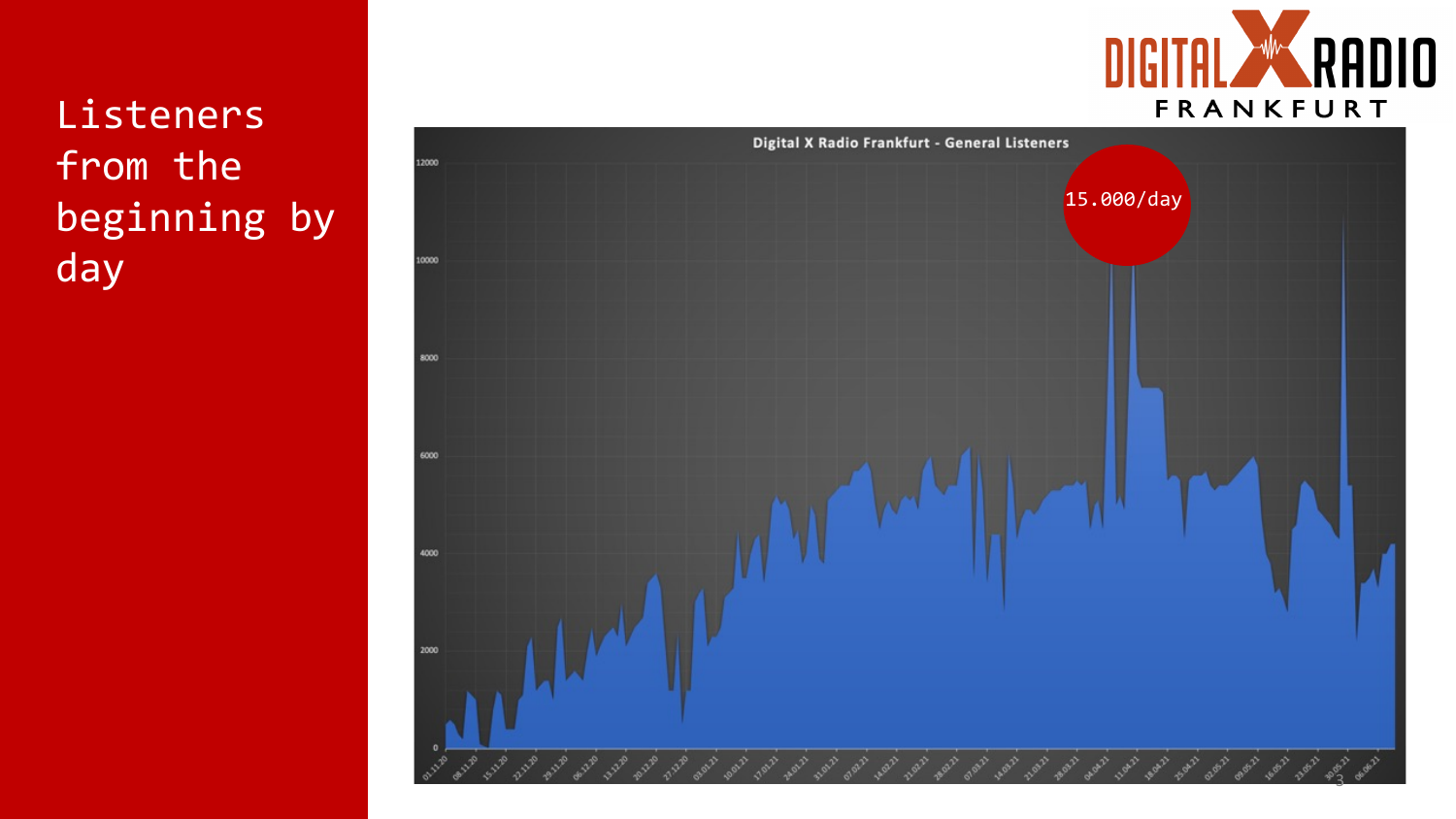# Listeners from the beginning by day

DIGITAL X RADIO FRANKFURT

Digital X Radio Frankfurt - General Listeners

15.000/day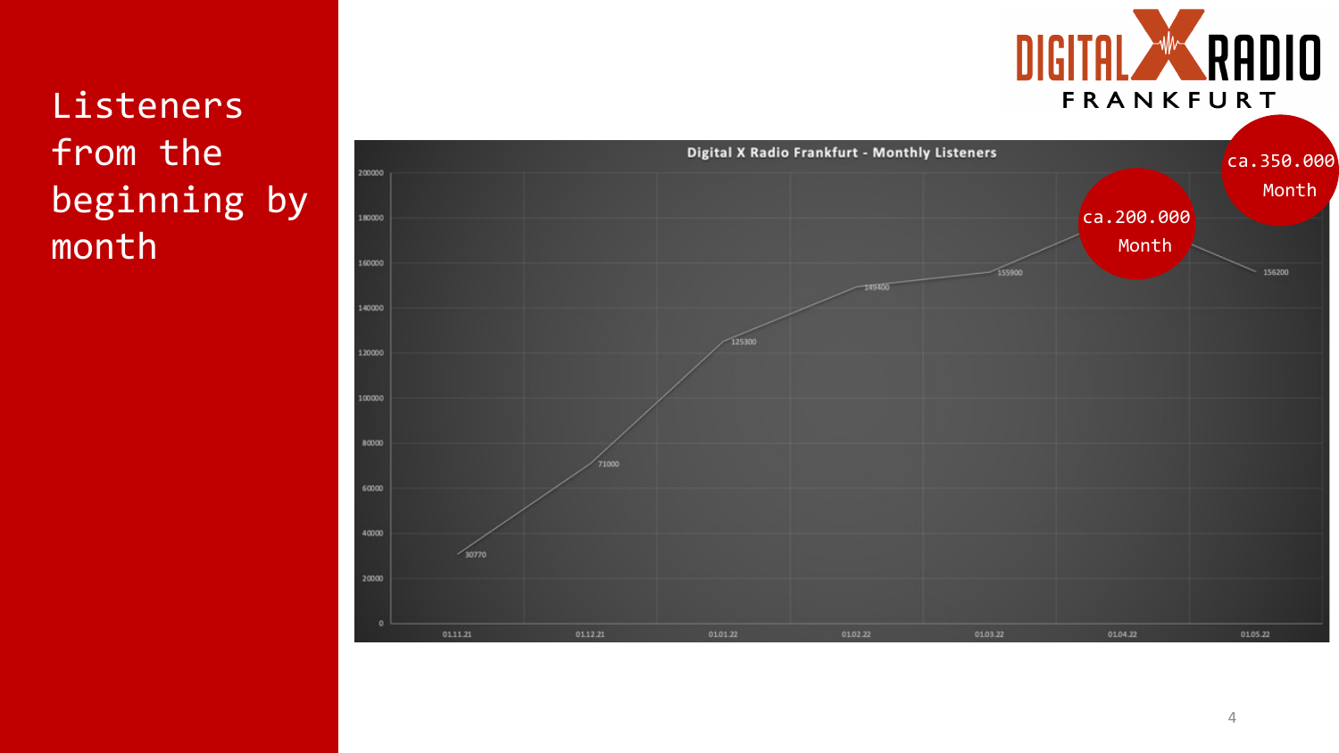# Listeners from the beginning by month

**Digital X Radio Frankfurt - Monthly Listeners**

| Date | Listeners |
|---|---|
| 01.11.21 | 30770 |
| 01.12.21 | 71000 |
| 01.01.22 | 125300 |
| 01.02.22 | 149400 |
| 01.03.22 | 155900 |
| 01.04.22 | ca.200.000 Month |
| 01.05.22 | 156200 |

ca.350.000 Month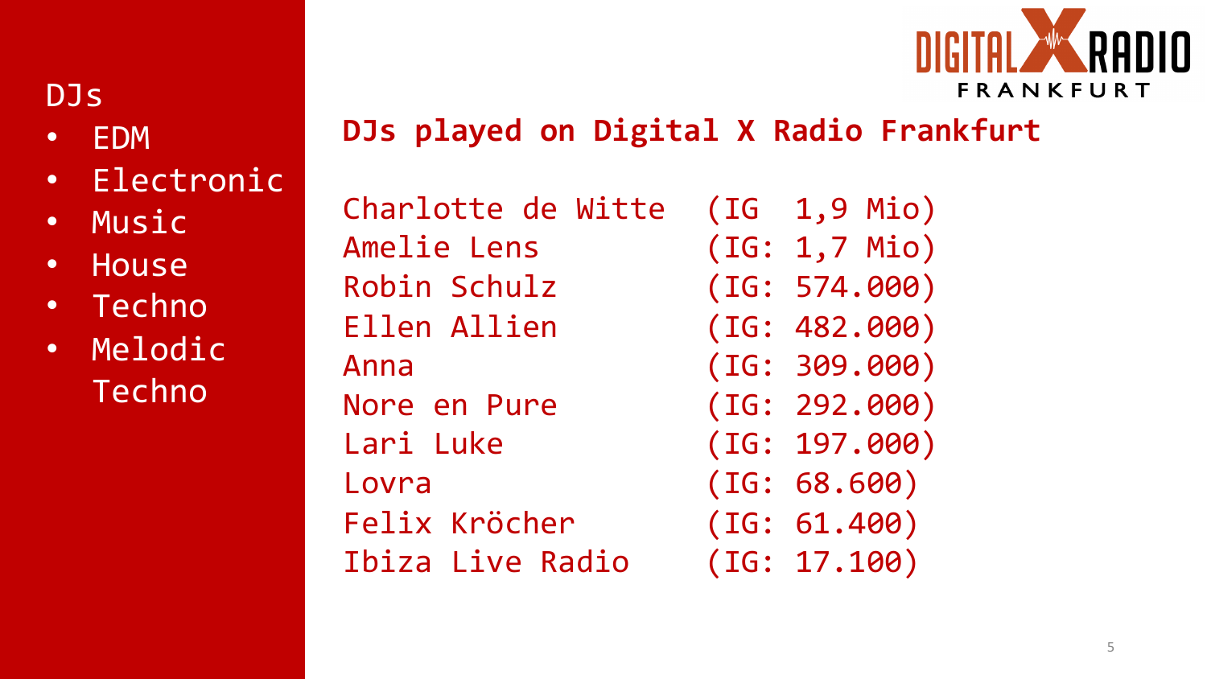DJs

- EDM
- Electronic
- Music
- House
- Techno
- Melodic Techno

DIGITAL X RADIO FRANKFURT

## DJs played on Digital X Radio Frankfurt

| | |
|---|---|
| Charlotte de Witte | (IG 1,9 Mio) |
| Amelie Lens | (IG: 1,7 Mio) |
| Robin Schulz | (IG: 574.000) |
| Ellen Allien | (IG: 482.000) |
| Anna | (IG: 309.000) |
| Nore en Pure | (IG: 292.000) |
| Lari Luke | (IG: 197.000) |
| Lovra | (IG: 68.600) |
| Felix Kröcher | (IG: 61.400) |
| Ibiza Live Radio | (IG: 17.100) |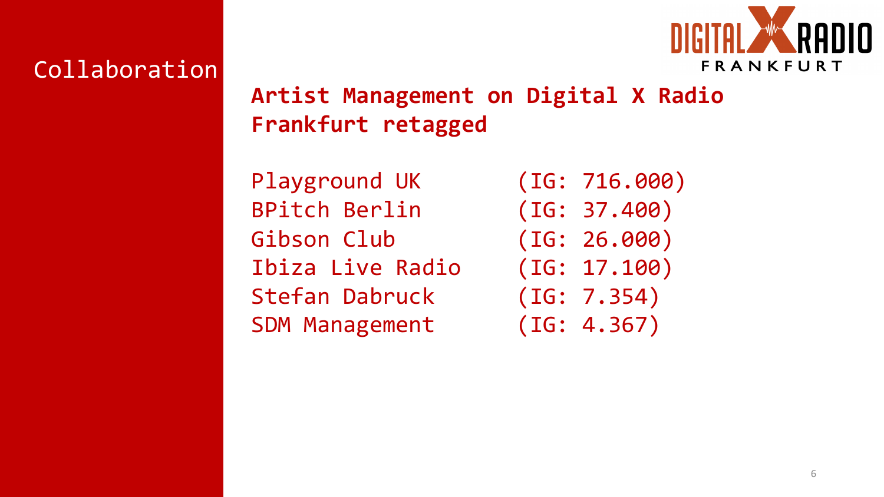Collaboration

## Artist Management on Digital X Radio Frankfurt retagged

| | |
|---|---|
| Playground UK | (IG: 716.000) |
| BPitch Berlin | (IG: 37.400) |
| Gibson Club | (IG: 26.000) |
| Ibiza Live Radio | (IG: 17.100) |
| Stefan Dabruck | (IG: 7.354) |
| SDM Management | (IG: 4.367) |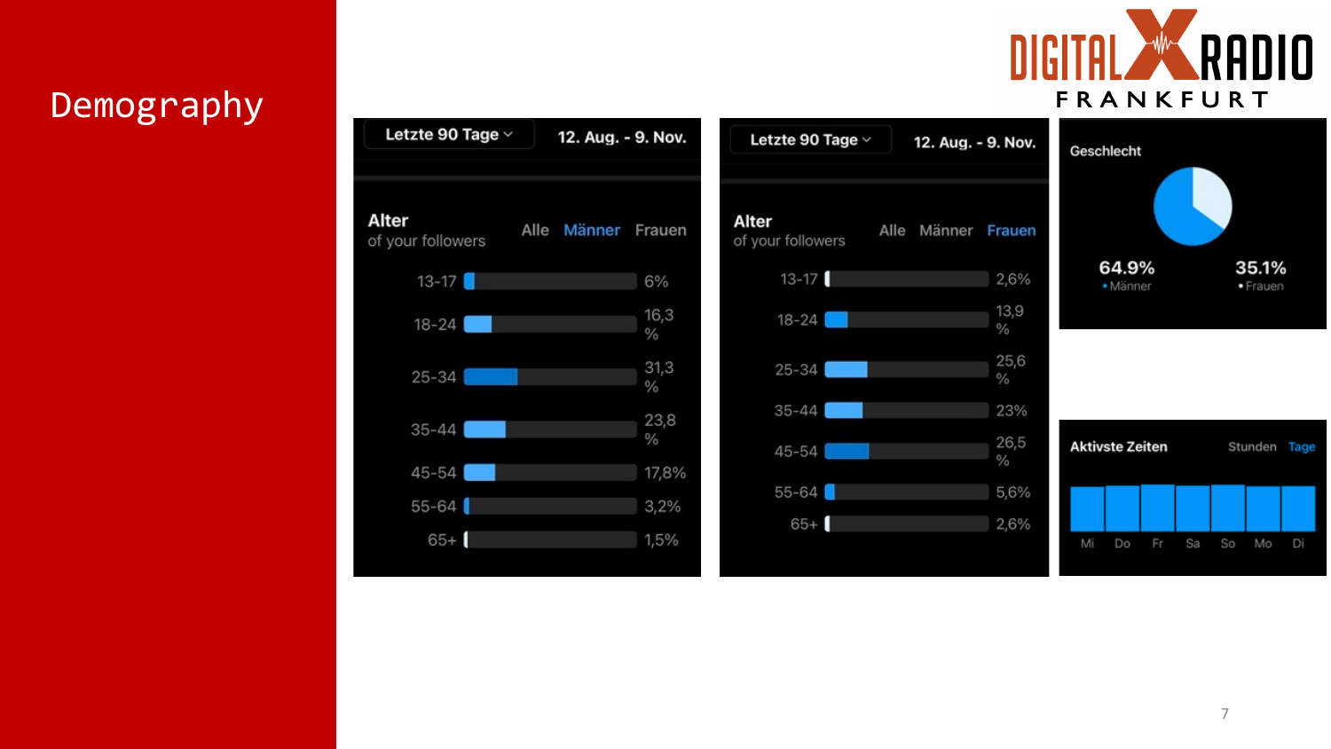# Demography

DIGITAL RADIO FRANKFURT

Letzte 90 Tage | 12. Aug. - 9. Nov.

**Alter** of your followers — Alle | Männer | Frauen (Männer)

| Alter | % |
|---|---|
| 13-17 | 6% |
| 18-24 | 16,3 % |
| 25-34 | 31,3 % |
| 35-44 | 23,8 % |
| 45-54 | 17,8% |
| 55-64 | 3,2% |
| 65+ | 1,5% |

Letzte 90 Tage | 12. Aug. - 9. Nov.

**Alter** of your followers — Alle | Männer | Frauen (Frauen)

| Alter | % |
|---|---|
| 13-17 | 2,6% |
| 18-24 | 13,9 % |
| 25-34 | 25,6 % |
| 35-44 | 23% |
| 45-54 | 26,5 % |
| 55-64 | 5,6% |
| 65+ | 2,6% |

**Geschlecht**

| 64.9% | 35.1% |
|---|---|
| Männer | Frauen |

**Aktivste Zeiten** — Stunden | Tage

Mi Do Fr Sa So Mo Di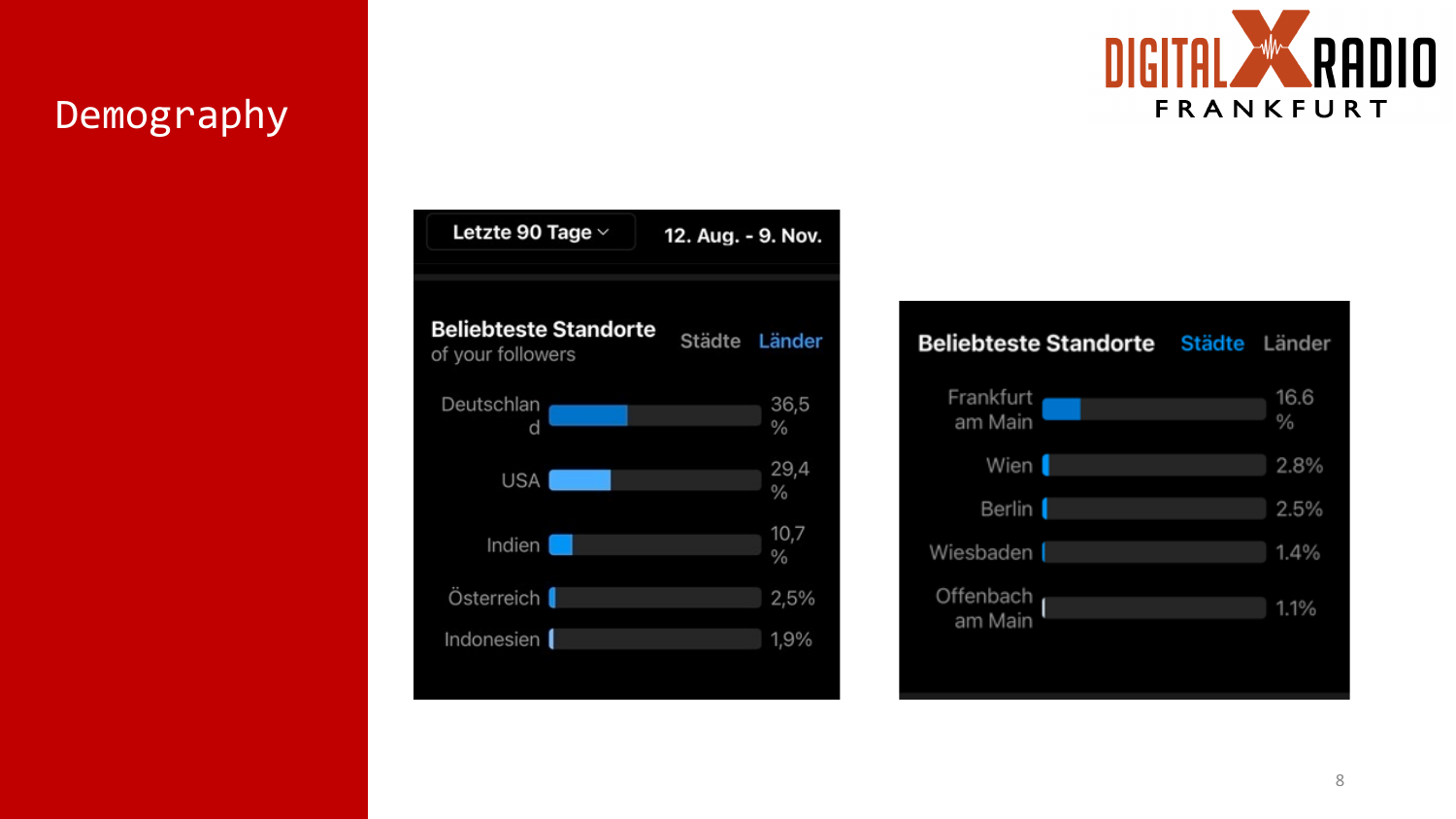# Demography

**Letzte 90 Tage** 12. Aug. - 9. Nov.

**Beliebteste Standorte**
of your followers

Städte | **Länder**

| Land | Anteil |
|---|---|
| Deutschland | 36,5 % |
| USA | 29,4 % |
| Indien | 10,7 % |
| Österreich | 2,5% |
| Indonesien | 1,9% |

**Beliebteste Standorte**

**Städte** | Länder

| Stadt | Anteil |
|---|---|
| Frankfurt am Main | 16.6 % |
| Wien | 2.8% |
| Berlin | 2.5% |
| Wiesbaden | 1.4% |
| Offenbach am Main | 1.1% |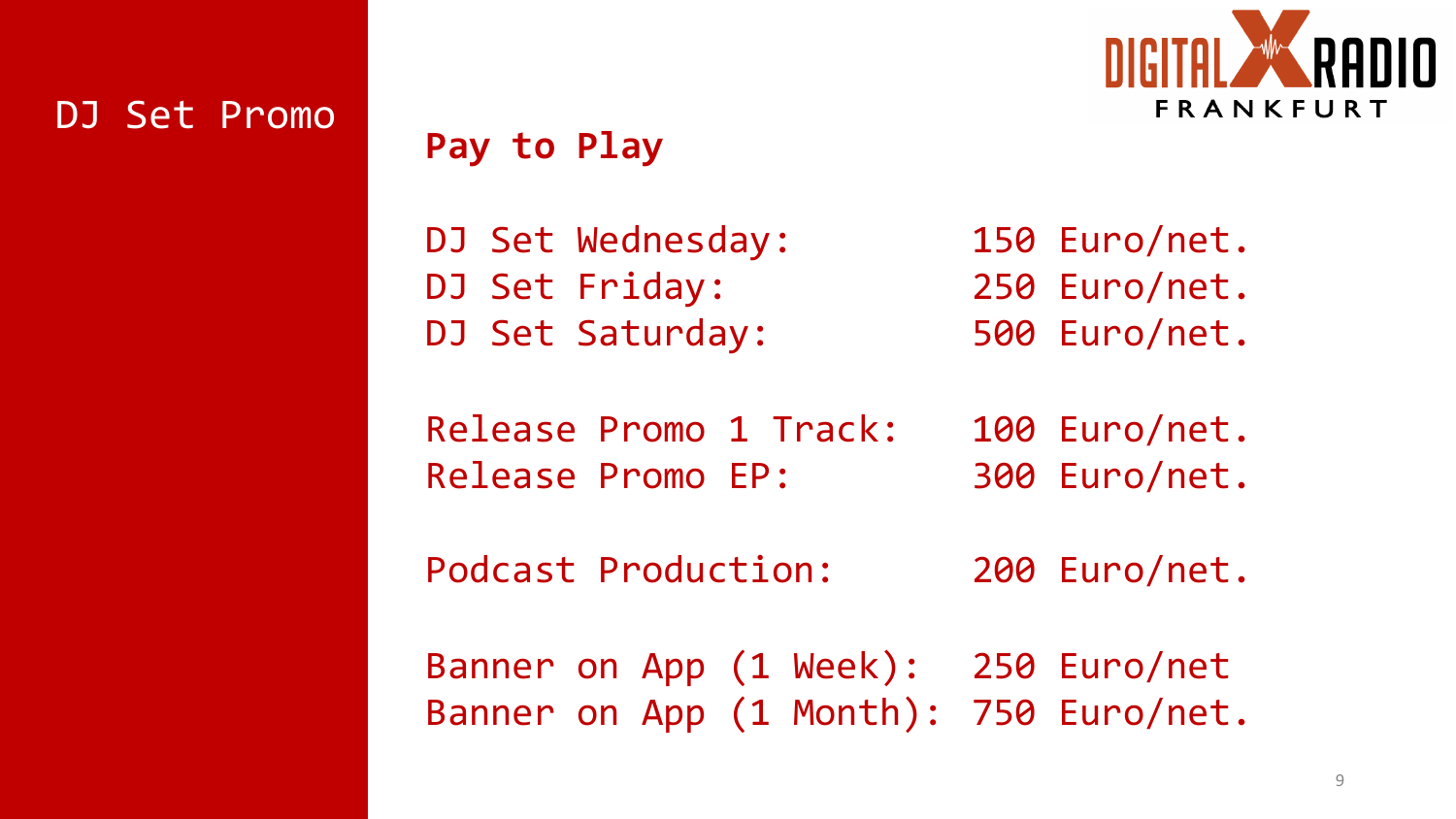# DJ Set Promo

## Pay to Play

| | |
|---|---|
| DJ Set Wednesday: | 150 Euro/net. |
| DJ Set Friday: | 250 Euro/net. |
| DJ Set Saturday: | 500 Euro/net. |
| Release Promo 1 Track: | 100 Euro/net. |
| Release Promo EP: | 300 Euro/net. |
| Podcast Production: | 200 Euro/net. |
| Banner on App (1 Week): | 250 Euro/net |
| Banner on App (1 Month): | 750 Euro/net. |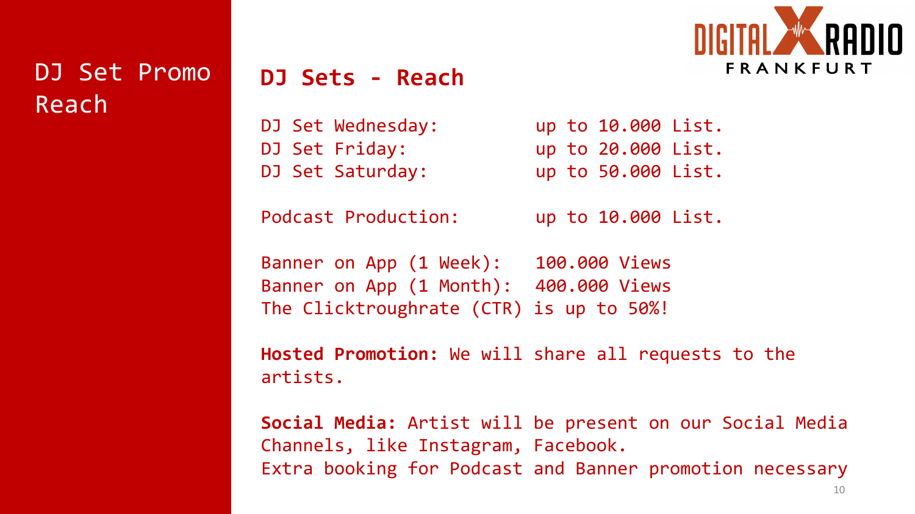# DJ Set Promo Reach

## DJ Sets - Reach

DJ Set Wednesday: up to 10.000 List.
DJ Set Friday: up to 20.000 List.
DJ Set Saturday: up to 50.000 List.

Podcast Production: up to 10.000 List.

Banner on App (1 Week): 100.000 Views
Banner on App (1 Month): 400.000 Views
The Clicktroughrate (CTR) is up to 50%!

**Hosted Promotion:** We will share all requests to the artists.

**Social Media:** Artist will be present on our Social Media Channels, like Instagram, Facebook.
Extra booking for Podcast and Banner promotion necessary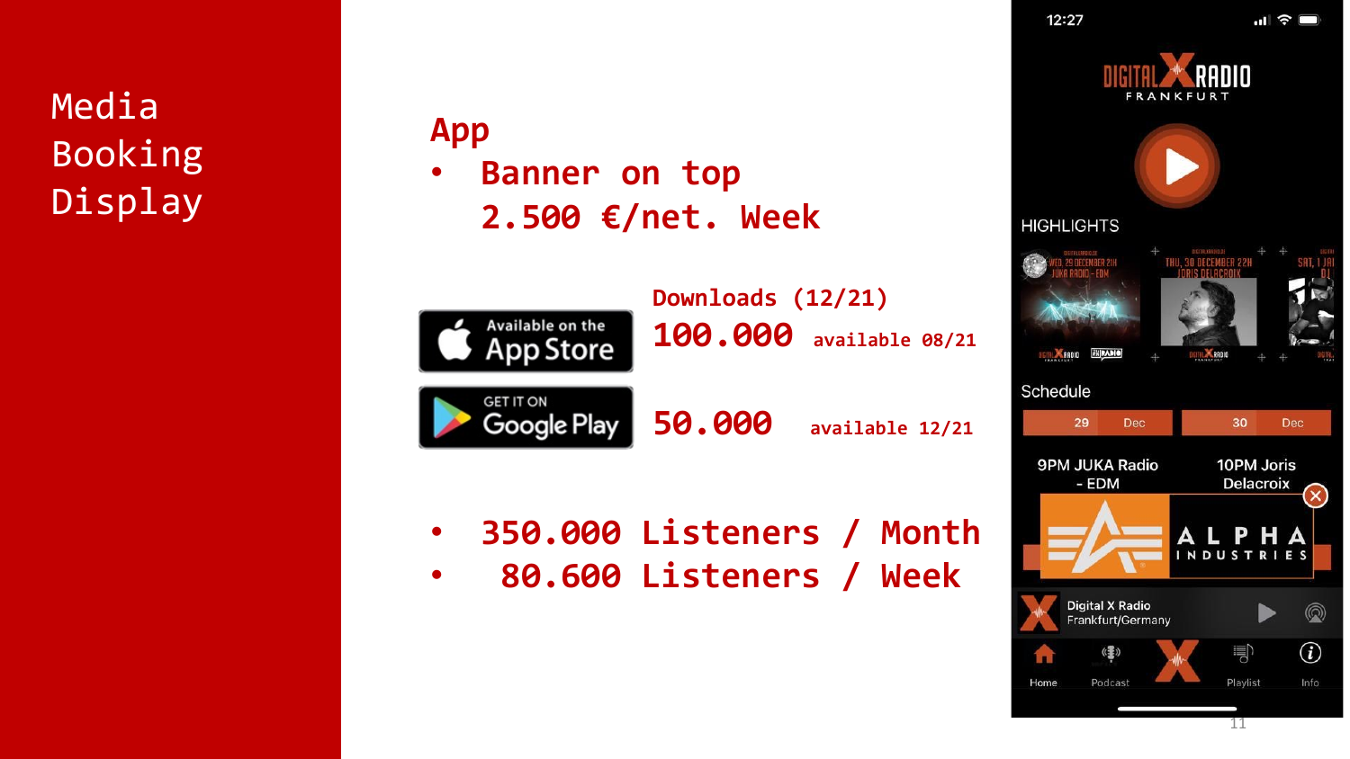# Media Booking Display

## App

- Banner on top
  2.500 €/net. Week

Available on the App Store | GET IT ON Google Play

Downloads (12/21)

**100.000** available 08/21

**50.000** available 12/21

- 350.000 Listeners / Month
- 80.600 Listeners / Week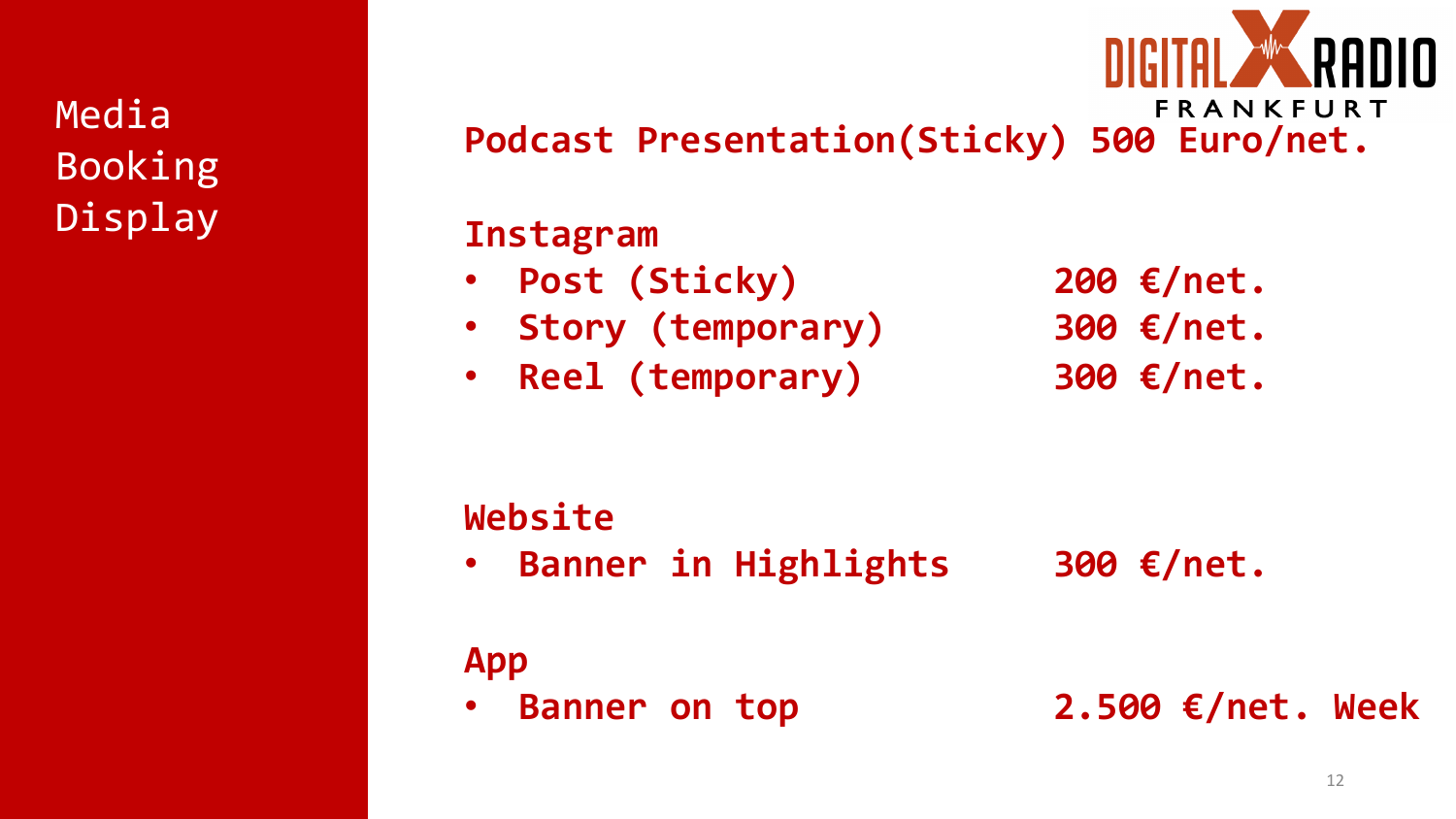# Media Booking Display

DIGITAL X RADIO FRANKFURT

**Podcast Presentation(Sticky) 500 Euro/net.**

**Instagram**

| Item | Price |
| --- | --- |
| Post (Sticky) | 200 €/net. |
| Story (temporary) | 300 €/net. |
| Reel (temporary) | 300 €/net. |

**Website**

| Item | Price |
| --- | --- |
| Banner in Highlights | 300 €/net. |

**App**

| Item | Price |
| --- | --- |
| Banner on top | 2.500 €/net. Week |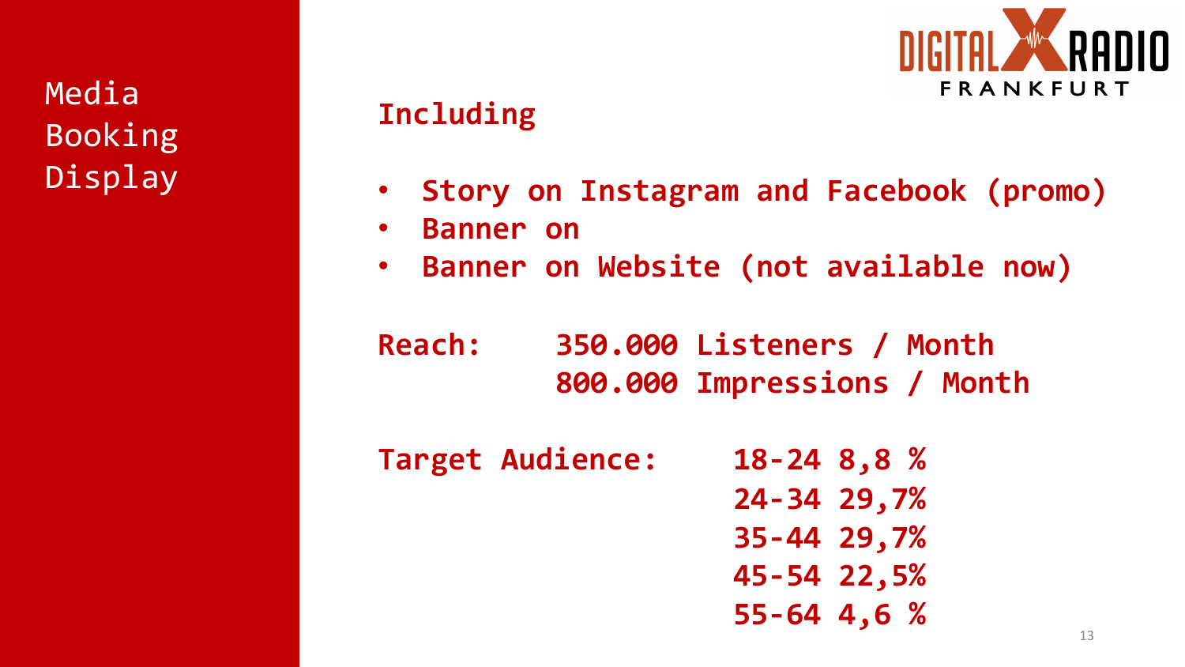# Media Booking Display

DIGITAL X RADIO FRANKFURT

**Including**

- **Story on Instagram and Facebook (promo)**
- **Banner on**
- **Banner on Website (not available now)**

**Reach:** **350.000 Listeners / Month**
**800.000 Impressions / Month**

**Target Audience:**

| Age | Share |
|---|---|
| 18-24 | 8,8 % |
| 24-34 | 29,7% |
| 35-44 | 29,7% |
| 45-54 | 22,5% |
| 55-64 | 4,6 % |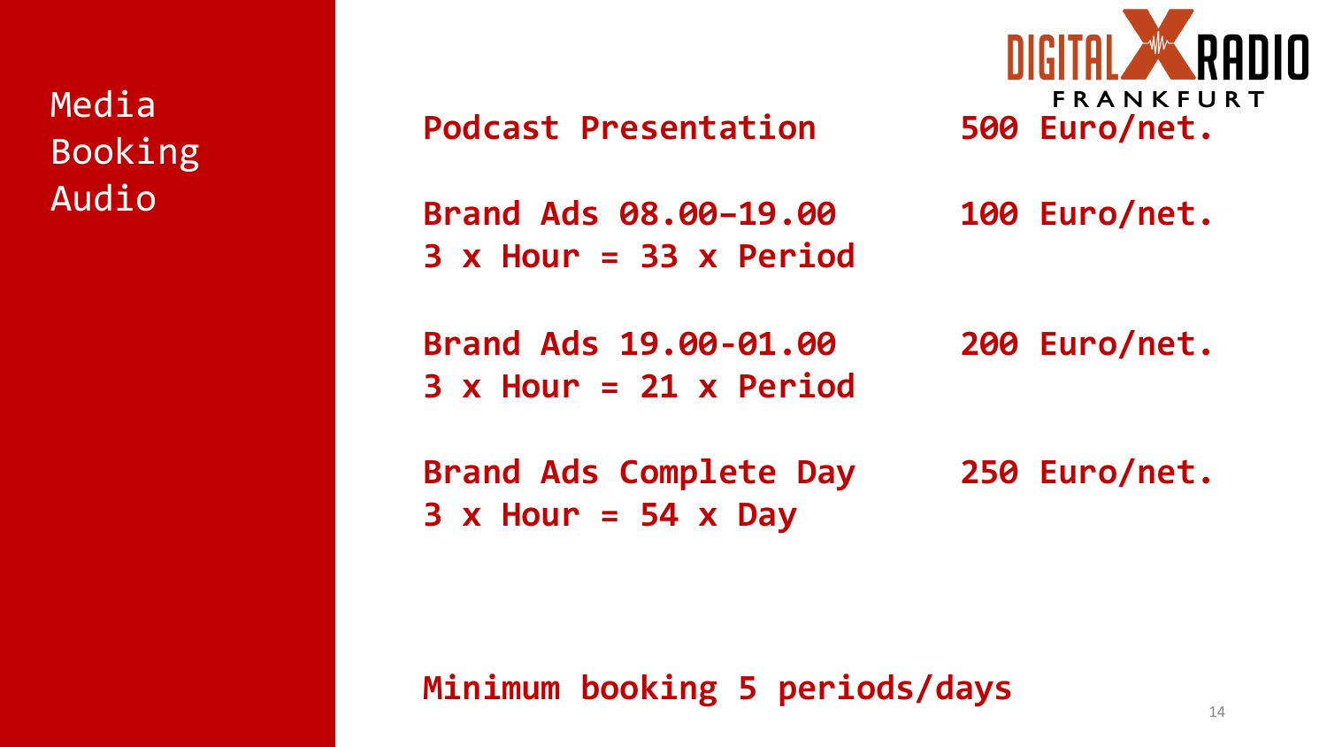# Media Booking Audio

DIGITAL X RADIO FRANKFURT

| | |
|---|---|
| **Podcast Presentation** | **500 Euro/net.** |
| **Brand Ads 08.00–19.00**<br>**3 x Hour = 33 x Period** | **100 Euro/net.** |
| **Brand Ads 19.00-01.00**<br>**3 x Hour = 21 x Period** | **200 Euro/net.** |
| **Brand Ads Complete Day**<br>**3 x Hour = 54 x Day** | **250 Euro/net.** |

**Minimum booking 5 periods/days**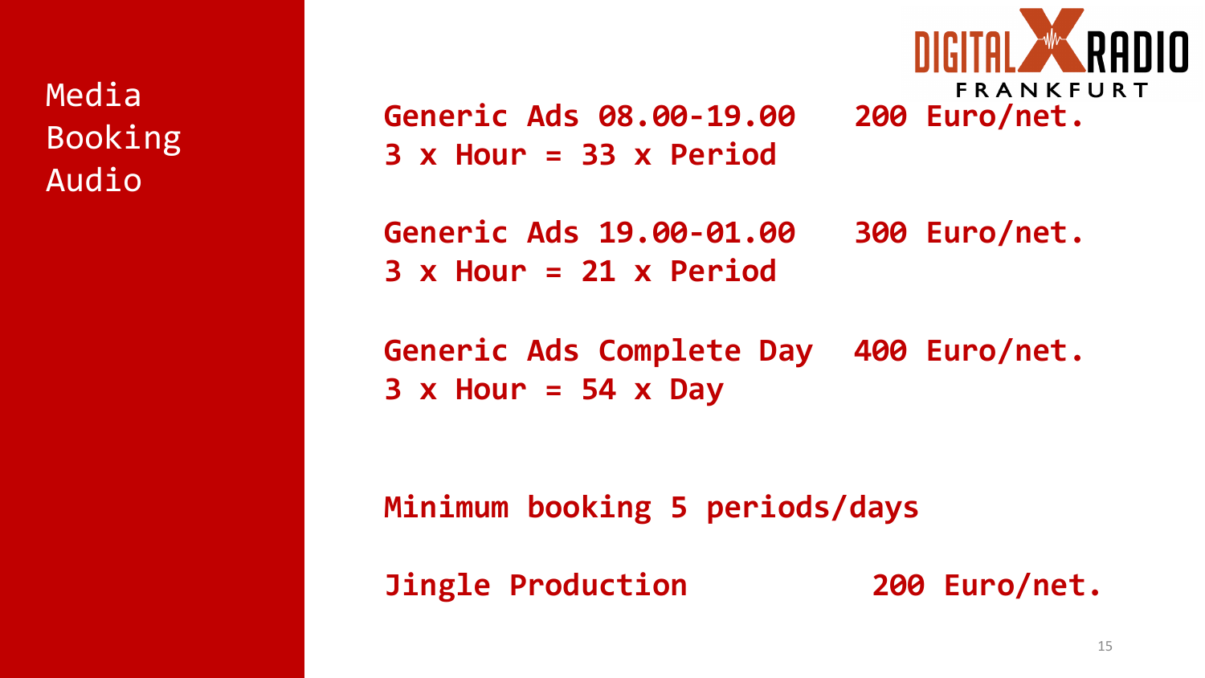# Media Booking Audio

DIGITAL X RADIO FRANKFURT

**Generic Ads 08.00-19.00 — 200 Euro/net.**
**3 x Hour = 33 x Period**

**Generic Ads 19.00-01.00 — 300 Euro/net.**
**3 x Hour = 21 x Period**

**Generic Ads Complete Day — 400 Euro/net.**
**3 x Hour = 54 x Day**

**Minimum booking 5 periods/days**

**Jingle Production — 200 Euro/net.**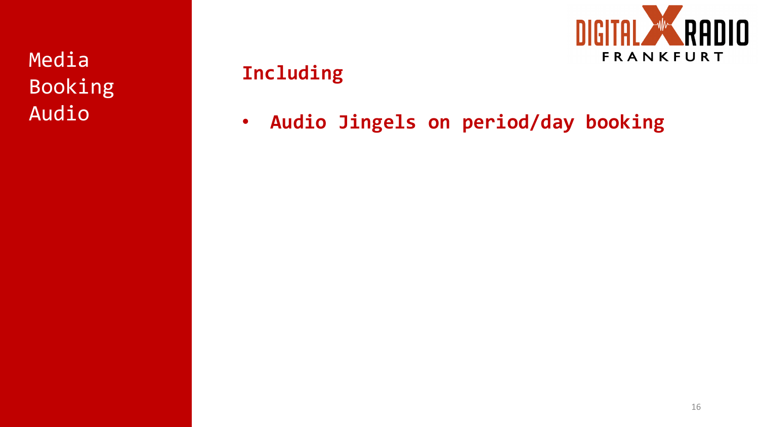# Media Booking Audio

## Including

- **Audio Jingels on period/day booking**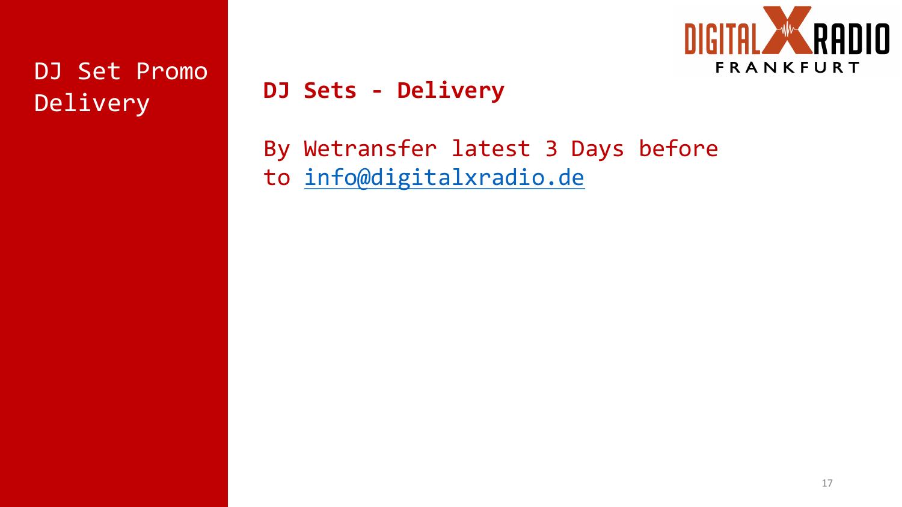# DJ Set Promo Delivery

## DJ Sets - Delivery

By Wetransfer latest 3 Days before to info@digitalxradio.de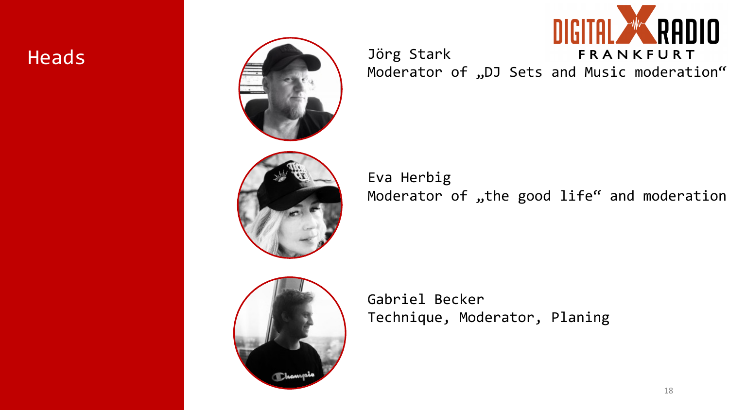# Heads

DIGITAL X RADIO FRANKFURT

Jörg Stark
Moderator of „DJ Sets and Music moderation“

Eva Herbig
Moderator of „the good life“ and moderation

Gabriel Becker
Technique, Moderator, Planing